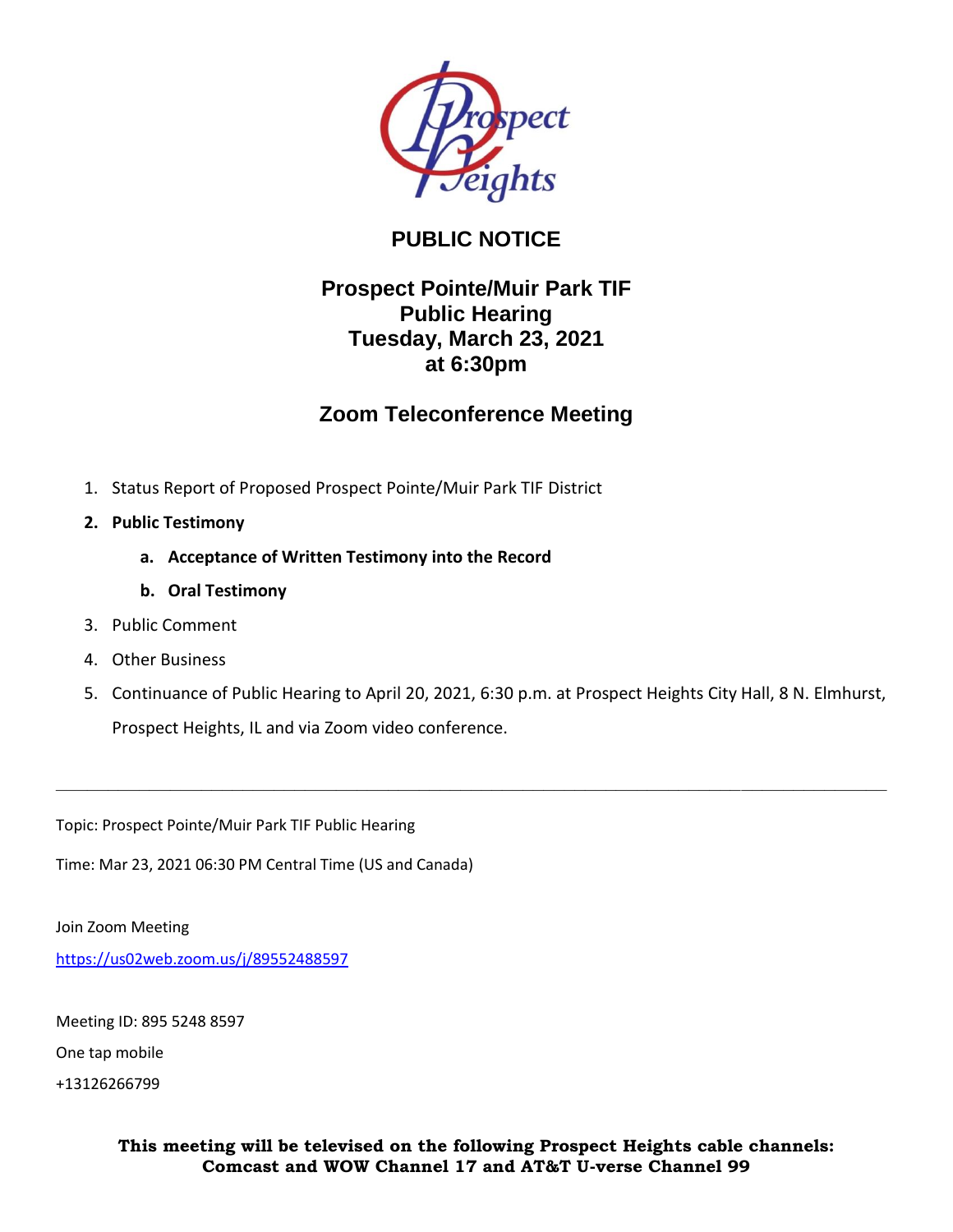Prospect Heights

# PUBLIC NOTICE

## Prospect Pointe/Muir Park TIF Public Hearing Tuesday, March 23, 2021 at 6:30pm

## Zoom Teleconference Meeting

1. Status Report of Proposed Prospect Pointe/Muir Park TIF District
2. **Public Testimony**
   a. **Acceptance of Written Testimony into the Record**
   b. **Oral Testimony**
3. Public Comment
4. Other Business
5. Continuance of Public Hearing to April 20, 2021, 6:30 p.m. at Prospect Heights City Hall, 8 N. Elmhurst, Prospect Heights, IL and via Zoom video conference.

---

Topic: Prospect Pointe/Muir Park TIF Public Hearing

Time: Mar 23, 2021 06:30 PM Central Time (US and Canada)

Join Zoom Meeting

https://us02web.zoom.us/j/89552488597

Meeting ID: 895 5248 8597

One tap mobile

+13126266799

**This meeting will be televised on the following Prospect Heights cable channels: Comcast and WOW Channel 17 and AT&T U-verse Channel 99**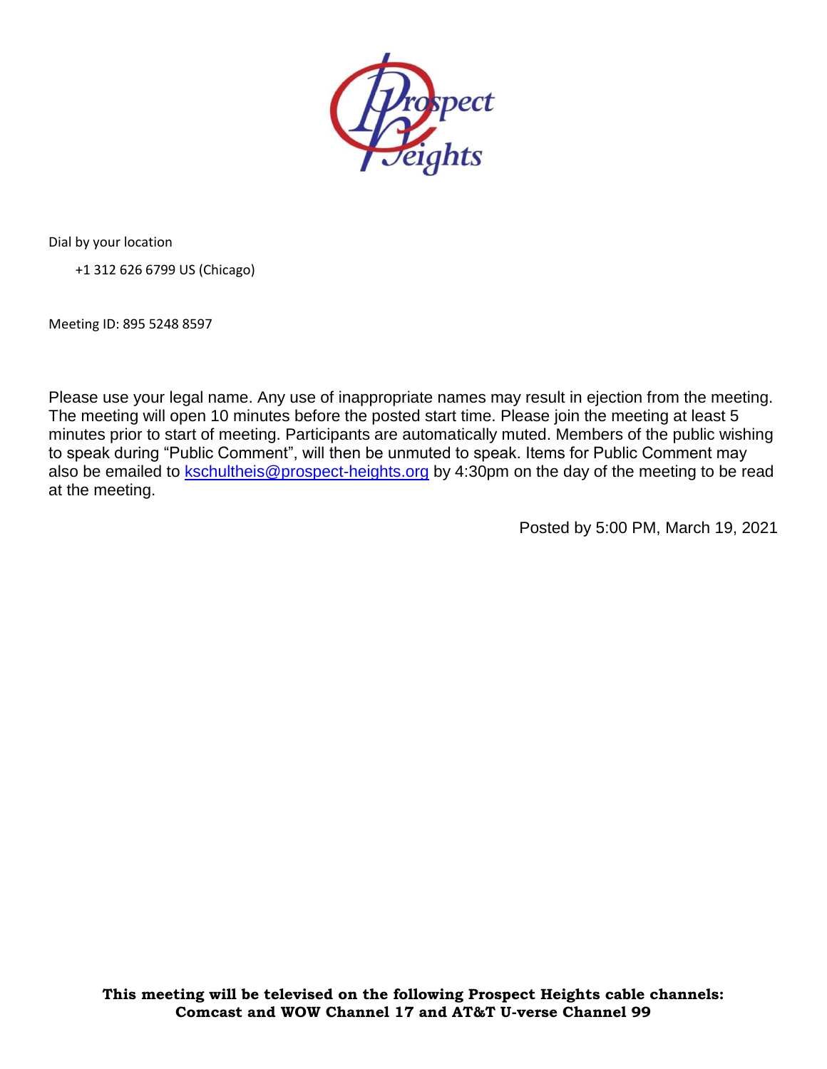Dial by your location

+1 312 626 6799 US (Chicago)

Meeting ID: 895 5248 8597

Please use your legal name. Any use of inappropriate names may result in ejection from the meeting. The meeting will open 10 minutes before the posted start time. Please join the meeting at least 5 minutes prior to start of meeting. Participants are automatically muted. Members of the public wishing to speak during "Public Comment", will then be unmuted to speak. Items for Public Comment may also be emailed to kschultheis@prospect-heights.org by 4:30pm on the day of the meeting to be read at the meeting.

Posted by 5:00 PM, March 19, 2021

**This meeting will be televised on the following Prospect Heights cable channels: Comcast and WOW Channel 17 and AT&T U-verse Channel 99**